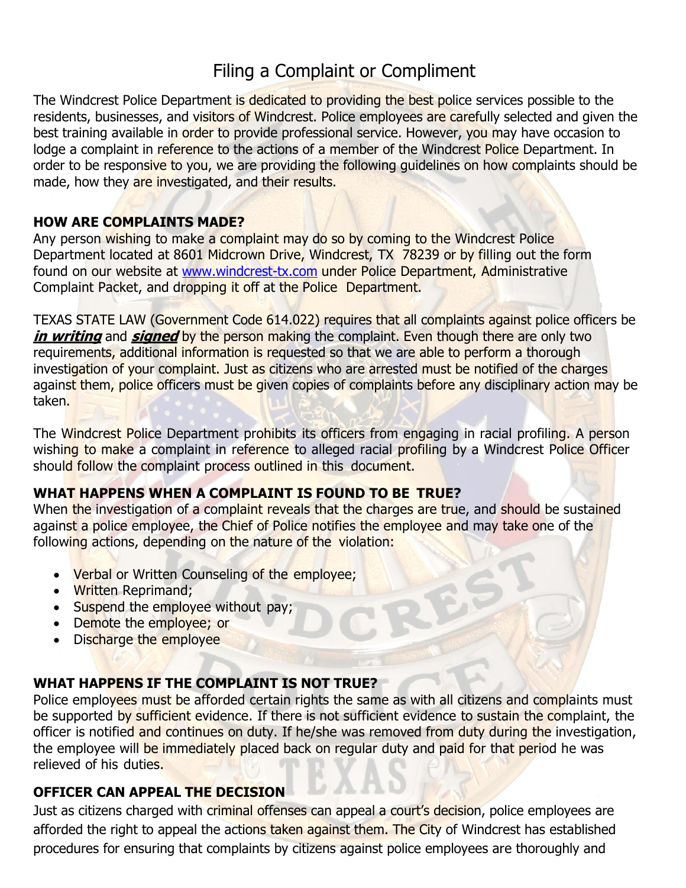# Filing a Complaint or Compliment

The Windcrest Police Department is dedicated to providing the best police services possible to the residents, businesses, and visitors of Windcrest. Police employees are carefully selected and given the best training available in order to provide professional service. However, you may have occasion to lodge a complaint in reference to the actions of a member of the Windcrest Police Department. In order to be responsive to you, we are providing the following guidelines on how complaints should be made, how they are investigated, and their results.

### HOW ARE COMPLAINTS MADE?

Any person wishing to make a complaint may do so by coming to the Windcrest Police Department located at 8601 Midcrown Drive, Windcrest, TX 78239 or by filling out the form found on our website at [www.windcrest-tx.com](http://www.windcrest-tx.com) under Police Department, Administrative Complaint Packet, and dropping it off at the Police Department.

TEXAS STATE LAW (Government Code 614.022) requires that all complaints against police officers be ***in writing*** and ***signed*** by the person making the complaint. Even though there are only two requirements, additional information is requested so that we are able to perform a thorough investigation of your complaint. Just as citizens who are arrested must be notified of the charges against them, police officers must be given copies of complaints before any disciplinary action may be taken.

The Windcrest Police Department prohibits its officers from engaging in racial profiling. A person wishing to make a complaint in reference to alleged racial profiling by a Windcrest Police Officer should follow the complaint process outlined in this document.

### WHAT HAPPENS WHEN A COMPLAINT IS FOUND TO BE TRUE?

When the investigation of a complaint reveals that the charges are true, and should be sustained against a police employee, the Chief of Police notifies the employee and may take one of the following actions, depending on the nature of the violation:

- Verbal or Written Counseling of the employee;
- Written Reprimand;
- Suspend the employee without pay;
- Demote the employee; or
- Discharge the employee

### WHAT HAPPENS IF THE COMPLAINT IS NOT TRUE?

Police employees must be afforded certain rights the same as with all citizens and complaints must be supported by sufficient evidence. If there is not sufficient evidence to sustain the complaint, the officer is notified and continues on duty. If he/she was removed from duty during the investigation, the employee will be immediately placed back on regular duty and paid for that period he was relieved of his duties.

### OFFICER CAN APPEAL THE DECISION

Just as citizens charged with criminal offenses can appeal a court's decision, police employees are afforded the right to appeal the actions taken against them. The City of Windcrest has established procedures for ensuring that complaints by citizens against police employees are thoroughly and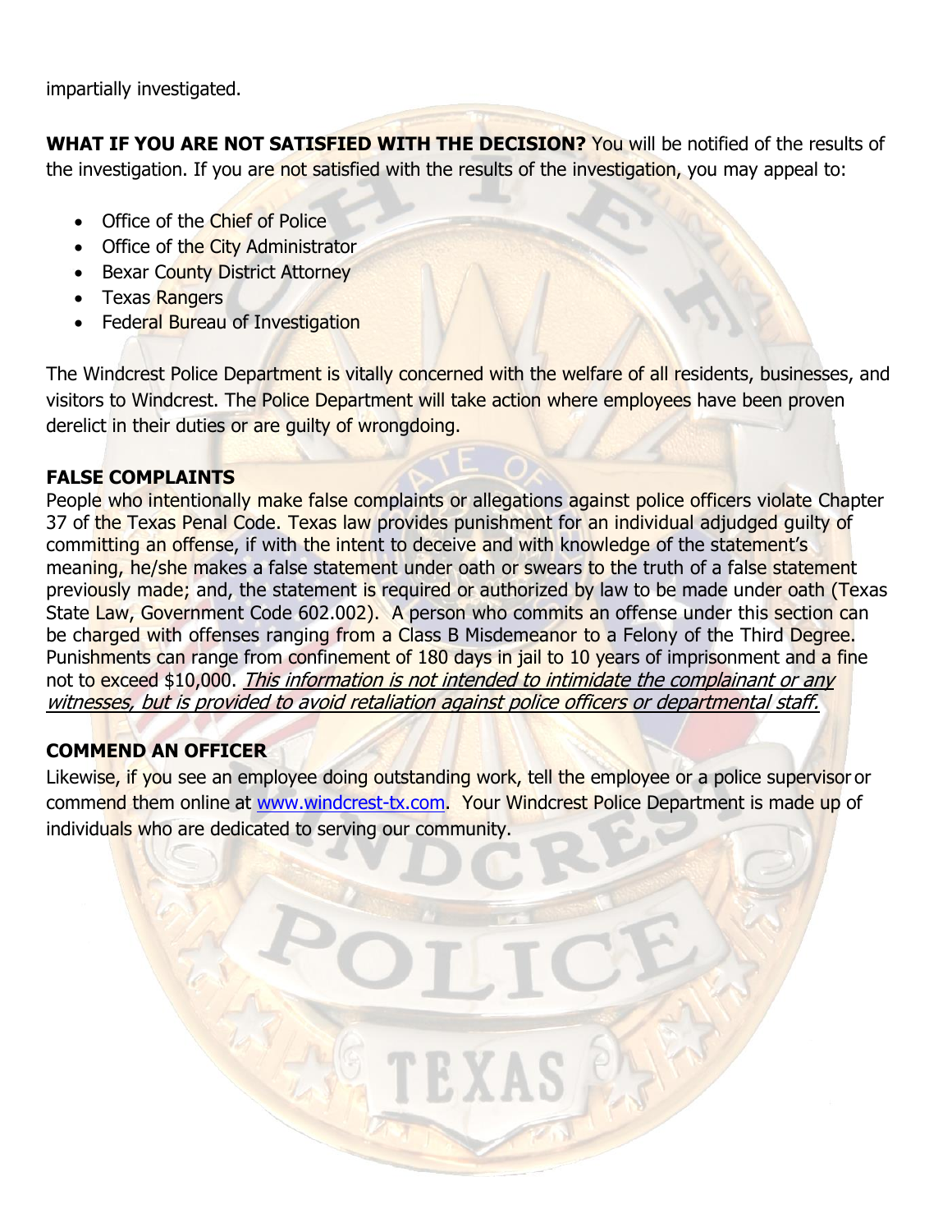impartially investigated.

**WHAT IF YOU ARE NOT SATISFIED WITH THE DECISION?** You will be notified of the results of the investigation. If you are not satisfied with the results of the investigation, you may appeal to:

- Office of the Chief of Police
- Office of the City Administrator
- Bexar County District Attorney
- Texas Rangers
- Federal Bureau of Investigation

The Windcrest Police Department is vitally concerned with the welfare of all residents, businesses, and visitors to Windcrest. The Police Department will take action where employees have been proven derelict in their duties or are guilty of wrongdoing.

**FALSE COMPLAINTS**

People who intentionally make false complaints or allegations against police officers violate Chapter 37 of the Texas Penal Code. Texas law provides punishment for an individual adjudged guilty of committing an offense, if with the intent to deceive and with knowledge of the statement's meaning, he/she makes a false statement under oath or swears to the truth of a false statement previously made; and, the statement is required or authorized by law to be made under oath (Texas State Law, Government Code 602.002). A person who commits an offense under this section can be charged with offenses ranging from a Class B Misdemeanor to a Felony of the Third Degree. Punishments can range from confinement of 180 days in jail to 10 years of imprisonment and a fine not to exceed $10,000. *<u>This information is not intended to intimidate the complainant or any witnesses, but is provided to avoid retaliation against police officers or departmental staff.</u>*

**COMMEND AN OFFICER**

Likewise, if you see an employee doing outstanding work, tell the employee or a police supervisor or commend them online at [www.windcrest-tx.com](www.windcrest-tx.com). Your Windcrest Police Department is made up of individuals who are dedicated to serving our community.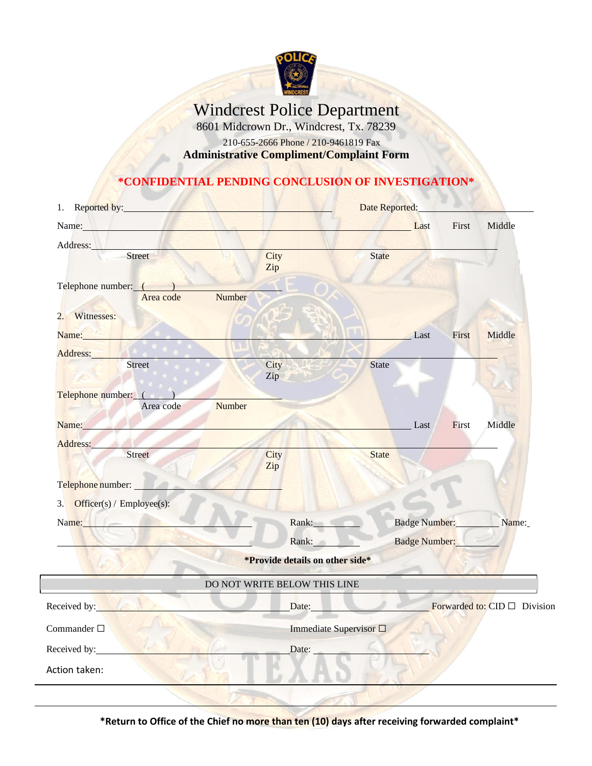# Windcrest Police Department

8601 Midcrown Dr., Windcrest, Tx. 78239

210-655-2666 Phone / 210-9461819 Fax

**Administrative Compliment/Complaint Form**

**\*CONFIDENTIAL PENDING CONCLUSION OF INVESTIGATION\***

1. Reported by: ______________________________ Date Reported: ______________

Name: ______________________________ Last First Middle

Address: ______________________________
Street City Zip State

Telephone number: ( ) ______________
Area code Number

2. Witnesses:

Name: ______________________________ Last First Middle

Address: ______________________________
Street City Zip State

Telephone number: ( ) ______________
Area code Number

Name: ______________________________ Last First Middle

Address: ______________________________
Street City Zip State

Telephone number: ______________

3. Officer(s) / Employee(s):

Name: ______________ Rank: ________ Badge Number: ________ Name: ______________

______________ Rank: ________ Badge Number: ________

**\*Provide details on other side\***

---

DO NOT WRITE BELOW THIS LINE

Received by: ______________ Date: ______________ Forwarded to: CID ☐ Division

Commander ☐ Immediate Supervisor ☐

Received by: ______________ Date: ______________

Action taken:

---

---

**\*Return to Office of the Chief no more than ten (10) days after receiving forwarded complaint\***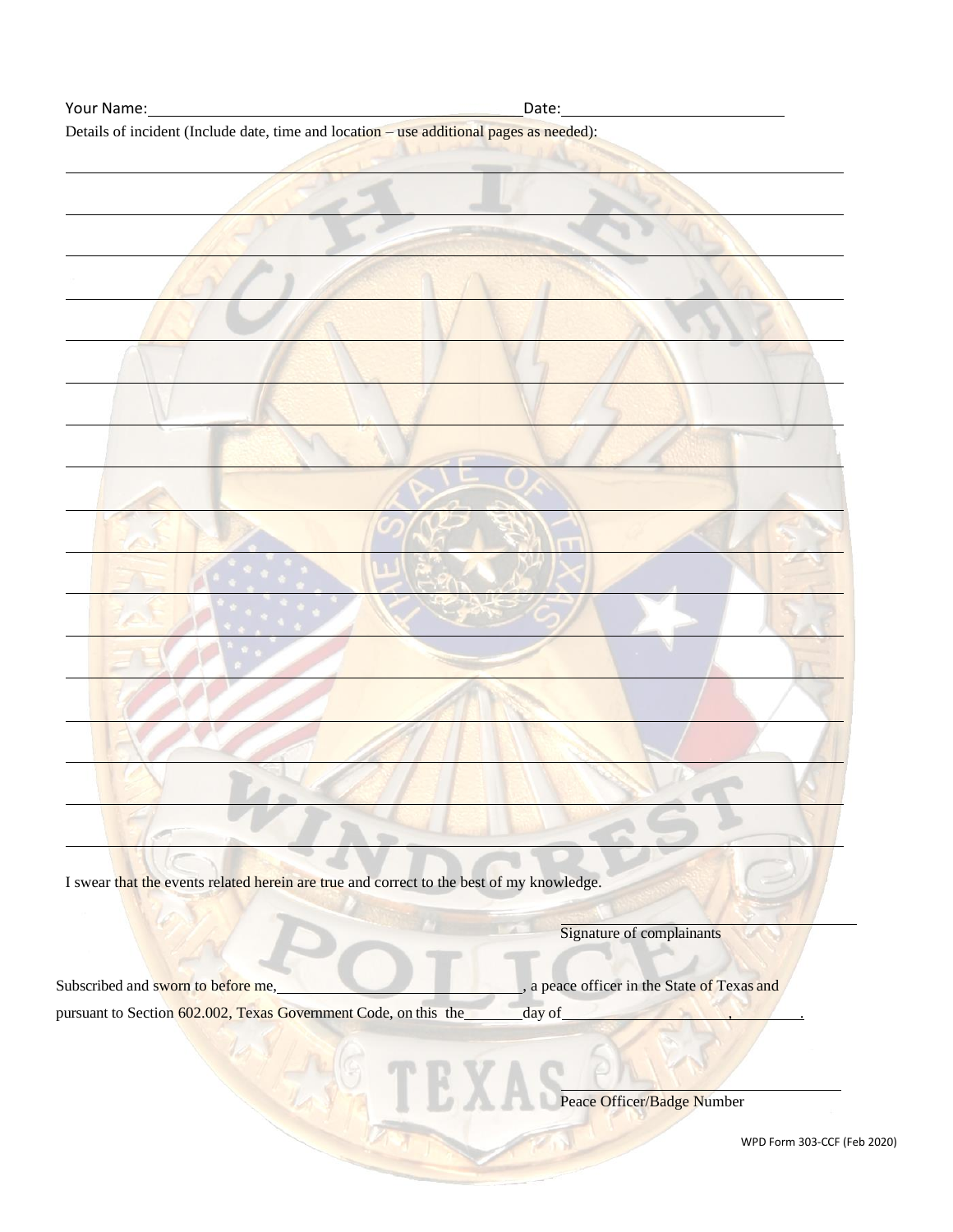Your Name:\_\_\_\_\_\_\_\_\_\_\_\_\_\_\_\_\_\_\_\_\_\_\_\_\_\_\_\_\_\_\_\_\_\_\_\_\_\_\_\_ Date:\_\_\_\_\_\_\_\_\_\_\_\_\_\_\_\_\_\_\_\_\_\_\_\_

Details of incident (Include date, time and location – use additional pages as needed):

\_\_\_\_\_\_\_\_\_\_\_\_\_\_\_\_\_\_\_\_\_\_\_\_\_\_\_\_\_\_\_\_\_\_\_\_\_\_\_\_\_\_\_\_\_\_\_\_\_\_\_\_\_\_\_\_\_\_\_\_\_\_\_\_\_\_\_\_\_\_\_\_\_\_\_\_

\_\_\_\_\_\_\_\_\_\_\_\_\_\_\_\_\_\_\_\_\_\_\_\_\_\_\_\_\_\_\_\_\_\_\_\_\_\_\_\_\_\_\_\_\_\_\_\_\_\_\_\_\_\_\_\_\_\_\_\_\_\_\_\_\_\_\_\_\_\_\_\_\_\_\_\_

\_\_\_\_\_\_\_\_\_\_\_\_\_\_\_\_\_\_\_\_\_\_\_\_\_\_\_\_\_\_\_\_\_\_\_\_\_\_\_\_\_\_\_\_\_\_\_\_\_\_\_\_\_\_\_\_\_\_\_\_\_\_\_\_\_\_\_\_\_\_\_\_\_\_\_\_

\_\_\_\_\_\_\_\_\_\_\_\_\_\_\_\_\_\_\_\_\_\_\_\_\_\_\_\_\_\_\_\_\_\_\_\_\_\_\_\_\_\_\_\_\_\_\_\_\_\_\_\_\_\_\_\_\_\_\_\_\_\_\_\_\_\_\_\_\_\_\_\_\_\_\_\_

\_\_\_\_\_\_\_\_\_\_\_\_\_\_\_\_\_\_\_\_\_\_\_\_\_\_\_\_\_\_\_\_\_\_\_\_\_\_\_\_\_\_\_\_\_\_\_\_\_\_\_\_\_\_\_\_\_\_\_\_\_\_\_\_\_\_\_\_\_\_\_\_\_\_\_\_

\_\_\_\_\_\_\_\_\_\_\_\_\_\_\_\_\_\_\_\_\_\_\_\_\_\_\_\_\_\_\_\_\_\_\_\_\_\_\_\_\_\_\_\_\_\_\_\_\_\_\_\_\_\_\_\_\_\_\_\_\_\_\_\_\_\_\_\_\_\_\_\_\_\_\_\_

\_\_\_\_\_\_\_\_\_\_\_\_\_\_\_\_\_\_\_\_\_\_\_\_\_\_\_\_\_\_\_\_\_\_\_\_\_\_\_\_\_\_\_\_\_\_\_\_\_\_\_\_\_\_\_\_\_\_\_\_\_\_\_\_\_\_\_\_\_\_\_\_\_\_\_\_

\_\_\_\_\_\_\_\_\_\_\_\_\_\_\_\_\_\_\_\_\_\_\_\_\_\_\_\_\_\_\_\_\_\_\_\_\_\_\_\_\_\_\_\_\_\_\_\_\_\_\_\_\_\_\_\_\_\_\_\_\_\_\_\_\_\_\_\_\_\_\_\_\_\_\_\_

\_\_\_\_\_\_\_\_\_\_\_\_\_\_\_\_\_\_\_\_\_\_\_\_\_\_\_\_\_\_\_\_\_\_\_\_\_\_\_\_\_\_\_\_\_\_\_\_\_\_\_\_\_\_\_\_\_\_\_\_\_\_\_\_\_\_\_\_\_\_\_\_\_\_\_\_

\_\_\_\_\_\_\_\_\_\_\_\_\_\_\_\_\_\_\_\_\_\_\_\_\_\_\_\_\_\_\_\_\_\_\_\_\_\_\_\_\_\_\_\_\_\_\_\_\_\_\_\_\_\_\_\_\_\_\_\_\_\_\_\_\_\_\_\_\_\_\_\_\_\_\_\_

\_\_\_\_\_\_\_\_\_\_\_\_\_\_\_\_\_\_\_\_\_\_\_\_\_\_\_\_\_\_\_\_\_\_\_\_\_\_\_\_\_\_\_\_\_\_\_\_\_\_\_\_\_\_\_\_\_\_\_\_\_\_\_\_\_\_\_\_\_\_\_\_\_\_\_\_

\_\_\_\_\_\_\_\_\_\_\_\_\_\_\_\_\_\_\_\_\_\_\_\_\_\_\_\_\_\_\_\_\_\_\_\_\_\_\_\_\_\_\_\_\_\_\_\_\_\_\_\_\_\_\_\_\_\_\_\_\_\_\_\_\_\_\_\_\_\_\_\_\_\_\_\_

\_\_\_\_\_\_\_\_\_\_\_\_\_\_\_\_\_\_\_\_\_\_\_\_\_\_\_\_\_\_\_\_\_\_\_\_\_\_\_\_\_\_\_\_\_\_\_\_\_\_\_\_\_\_\_\_\_\_\_\_\_\_\_\_\_\_\_\_\_\_\_\_\_\_\_\_

\_\_\_\_\_\_\_\_\_\_\_\_\_\_\_\_\_\_\_\_\_\_\_\_\_\_\_\_\_\_\_\_\_\_\_\_\_\_\_\_\_\_\_\_\_\_\_\_\_\_\_\_\_\_\_\_\_\_\_\_\_\_\_\_\_\_\_\_\_\_\_\_\_\_\_\_

\_\_\_\_\_\_\_\_\_\_\_\_\_\_\_\_\_\_\_\_\_\_\_\_\_\_\_\_\_\_\_\_\_\_\_\_\_\_\_\_\_\_\_\_\_\_\_\_\_\_\_\_\_\_\_\_\_\_\_\_\_\_\_\_\_\_\_\_\_\_\_\_\_\_\_\_

\_\_\_\_\_\_\_\_\_\_\_\_\_\_\_\_\_\_\_\_\_\_\_\_\_\_\_\_\_\_\_\_\_\_\_\_\_\_\_\_\_\_\_\_\_\_\_\_\_\_\_\_\_\_\_\_\_\_\_\_\_\_\_\_\_\_\_\_\_\_\_\_\_\_\_\_

\_\_\_\_\_\_\_\_\_\_\_\_\_\_\_\_\_\_\_\_\_\_\_\_\_\_\_\_\_\_\_\_\_\_\_\_\_\_\_\_\_\_\_\_\_\_\_\_\_\_\_\_\_\_\_\_\_\_\_\_\_\_\_\_\_\_\_\_\_\_\_\_\_\_\_\_

I swear that the events related herein are true and correct to the best of my knowledge.

\_\_\_\_\_\_\_\_\_\_\_\_\_\_\_\_\_\_\_\_\_\_\_\_\_\_\_\_\_\_\_\_\_\_\_\_
Signature of complainants

Subscribed and sworn to before me,\_\_\_\_\_\_\_\_\_\_\_\_\_\_\_\_\_\_\_\_\_\_\_\_\_\_\_\_, a peace officer in the State of Texas and pursuant to Section 602.002, Texas Government Code, on this the\_\_\_\_\_\_\_day of\_\_\_\_\_\_\_\_\_\_\_\_\_\_\_\_\_\_\_\_, \_\_\_\_\_\_\_\_.

\_\_\_\_\_\_\_\_\_\_\_\_\_\_\_\_\_\_\_\_\_\_\_\_\_\_\_\_\_\_\_\_\_\_\_\_
Peace Officer/Badge Number

WPD Form 303-CCF (Feb 2020)